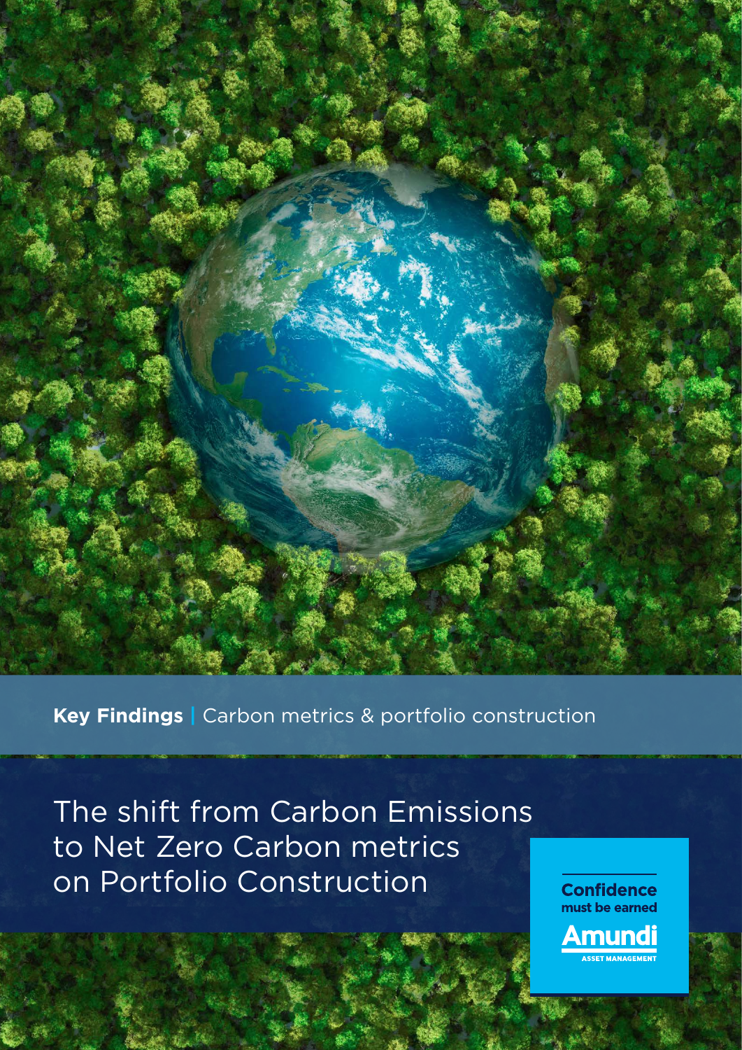**Key Findings** | Carbon metrics & portfolio construction

# The shift from Carbon Emissions to Net Zero Carbon metrics on Portfolio Construction

**Confidence must be earned**

**Amundi**
ASSET MANAGEMENT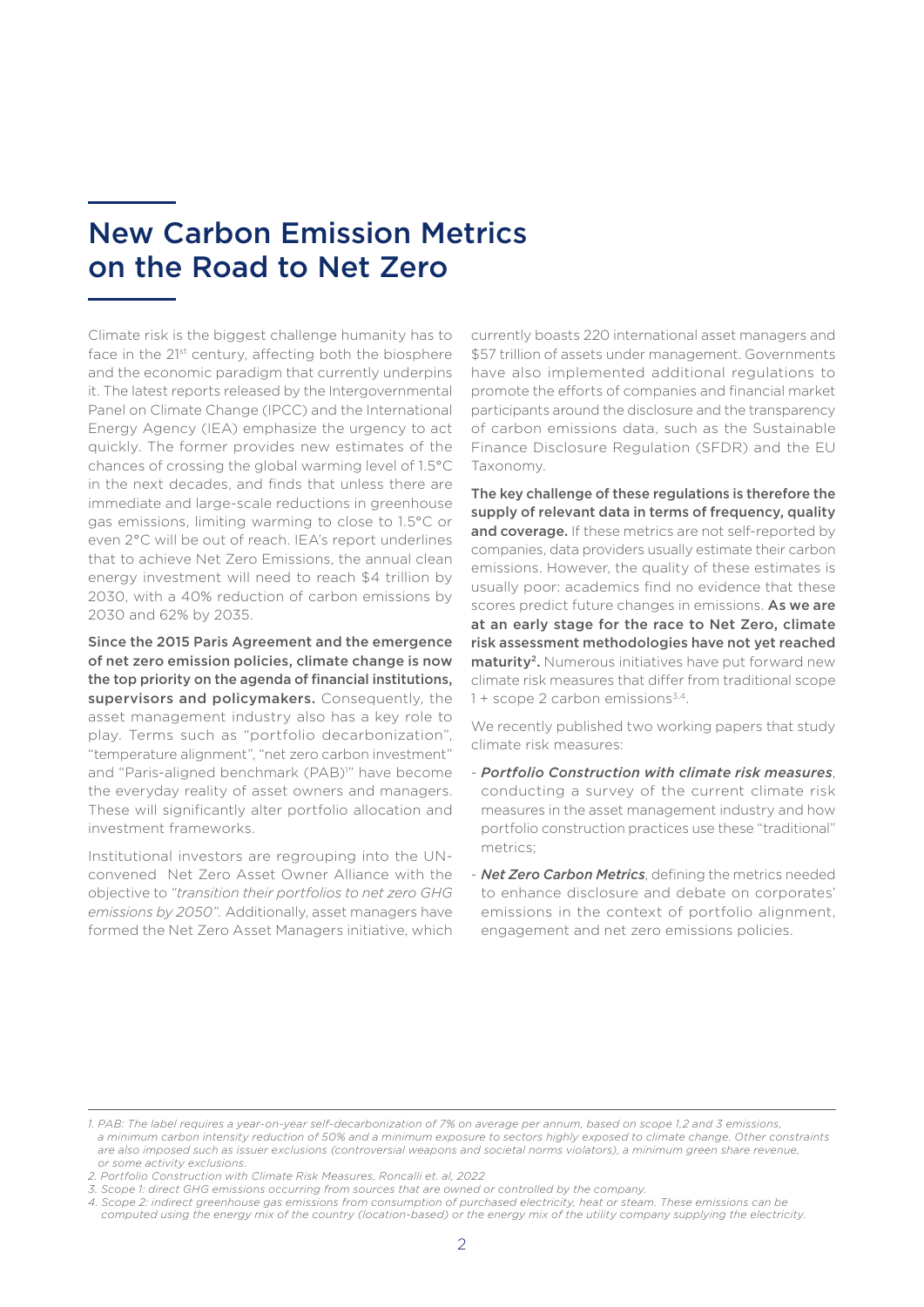# New Carbon Emission Metrics on the Road to Net Zero

Climate risk is the biggest challenge humanity has to face in the 21st century, affecting both the biosphere and the economic paradigm that currently underpins it. The latest reports released by the Intergovernmental Panel on Climate Change (IPCC) and the International Energy Agency (IEA) emphasize the urgency to act quickly. The former provides new estimates of the chances of crossing the global warming level of 1.5°C in the next decades, and finds that unless there are immediate and large-scale reductions in greenhouse gas emissions, limiting warming to close to 1.5°C or even 2°C will be out of reach. IEA's report underlines that to achieve Net Zero Emissions, the annual clean energy investment will need to reach $4 trillion by 2030, with a 40% reduction of carbon emissions by 2030 and 62% by 2035.

**Since the 2015 Paris Agreement and the emergence of net zero emission policies, climate change is now the top priority on the agenda of financial institutions, supervisors and policymakers.** Consequently, the asset management industry also has a key role to play. Terms such as "portfolio decarbonization", "temperature alignment", "net zero carbon investment" and "Paris-aligned benchmark (PAB)[1]" have become the everyday reality of asset owners and managers. These will significantly alter portfolio allocation and investment frameworks.

Institutional investors are regrouping into the UN-convened Net Zero Asset Owner Alliance with the objective to *"transition their portfolios to net zero GHG emissions by 2050"*. Additionally, asset managers have formed the Net Zero Asset Managers initiative, which currently boasts 220 international asset managers and $57 trillion of assets under management. Governments have also implemented additional regulations to promote the efforts of companies and financial market participants around the disclosure and the transparency of carbon emissions data, such as the Sustainable Finance Disclosure Regulation (SFDR) and the EU Taxonomy.

**The key challenge of these regulations is therefore the supply of relevant data in terms of frequency, quality and coverage.** If these metrics are not self-reported by companies, data providers usually estimate their carbon emissions. However, the quality of these estimates is usually poor: academics find no evidence that these scores predict future changes in emissions. **As we are at an early stage for the race to Net Zero, climate risk assessment methodologies have not yet reached maturity[2].** Numerous initiatives have put forward new climate risk measures that differ from traditional scope 1 + scope 2 carbon emissions[3,4].

We recently published two working papers that study climate risk measures:

- ***Portfolio Construction with climate risk measures***, conducting a survey of the current climate risk measures in the asset management industry and how portfolio construction practices use these "traditional" metrics;
- ***Net Zero Carbon Metrics***, defining the metrics needed to enhance disclosure and debate on corporates' emissions in the context of portfolio alignment, engagement and net zero emissions policies.

---

*1. PAB: The label requires a year-on-year self-decarbonization of 7% on average per annum, based on scope 1,2 and 3 emissions, a minimum carbon intensity reduction of 50% and a minimum exposure to sectors highly exposed to climate change. Other constraints are also imposed such as issuer exclusions (controversial weapons and societal norms violators), a minimum green share revenue, or some activity exclusions.*

*2. Portfolio Construction with Climate Risk Measures, Roncalli et. al, 2022*

*3. Scope 1: direct GHG emissions occurring from sources that are owned or controlled by the company.*

*4. Scope 2: indirect greenhouse gas emissions from consumption of purchased electricity, heat or steam. These emissions can be computed using the energy mix of the country (location-based) or the energy mix of the utility company supplying the electricity.*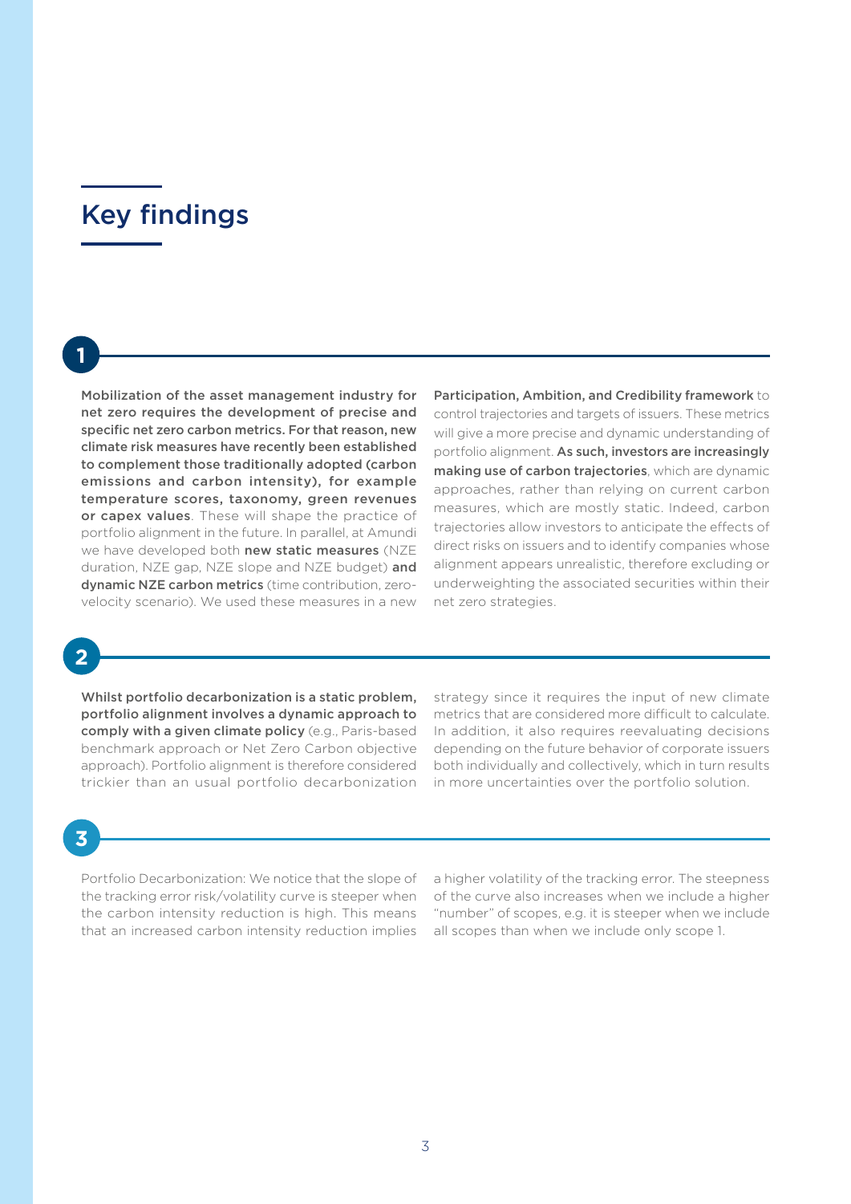# Key findings

**1**

**Mobilization of the asset management industry for net zero requires the development of precise and specific net zero carbon metrics. For that reason, new climate risk measures have recently been established to complement those traditionally adopted (carbon emissions and carbon intensity), for example temperature scores, taxonomy, green revenues or capex values**. These will shape the practice of portfolio alignment in the future. In parallel, at Amundi we have developed both **new static measures** (NZE duration, NZE gap, NZE slope and NZE budget) **and dynamic NZE carbon metrics** (time contribution, zero-velocity scenario). We used these measures in a new **Participation, Ambition, and Credibility framework** to control trajectories and targets of issuers. These metrics will give a more precise and dynamic understanding of portfolio alignment. **As such, investors are increasingly making use of carbon trajectories**, which are dynamic approaches, rather than relying on current carbon measures, which are mostly static. Indeed, carbon trajectories allow investors to anticipate the effects of direct risks on issuers and to identify companies whose alignment appears unrealistic, therefore excluding or underweighting the associated securities within their net zero strategies.

**2**

**Whilst portfolio decarbonization is a static problem, portfolio alignment involves a dynamic approach to comply with a given climate policy** (e.g., Paris-based benchmark approach or Net Zero Carbon objective approach). Portfolio alignment is therefore considered trickier than an usual portfolio decarbonization strategy since it requires the input of new climate metrics that are considered more difficult to calculate. In addition, it also requires reevaluating decisions depending on the future behavior of corporate issuers both individually and collectively, which in turn results in more uncertainties over the portfolio solution.

**3**

Portfolio Decarbonization: We notice that the slope of the tracking error risk/volatility curve is steeper when the carbon intensity reduction is high. This means that an increased carbon intensity reduction implies a higher volatility of the tracking error. The steepness of the curve also increases when we include a higher "number" of scopes, e.g. it is steeper when we include all scopes than when we include only scope 1.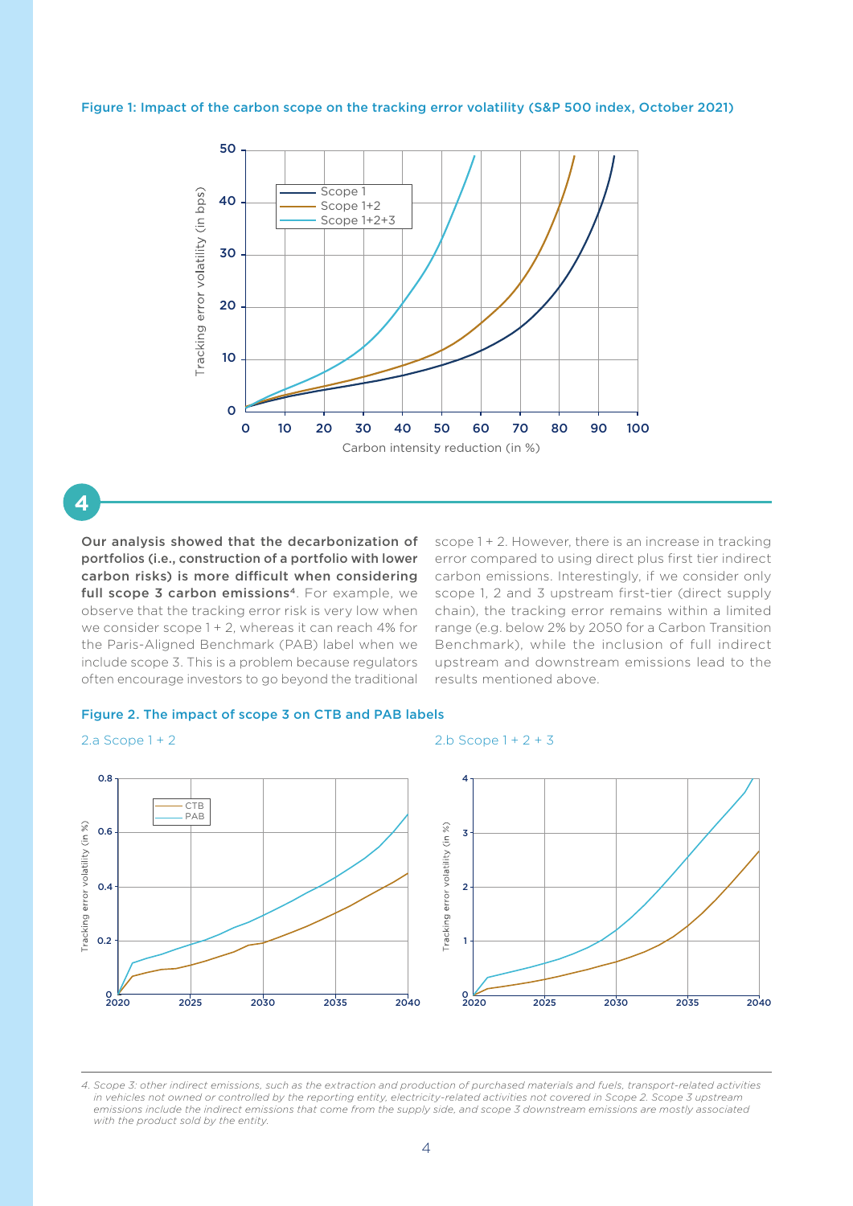Figure 1: Impact of the carbon scope on the tracking error volatility (S&P 500 index, October 2021)

## 4

**Our analysis showed that the decarbonization of portfolios (i.e., construction of a portfolio with lower carbon risks) is more difficult when considering full scope 3 carbon emissions**[4]. For example, we observe that the tracking error risk is very low when we consider scope 1 + 2, whereas it can reach 4% for the Paris-Aligned Benchmark (PAB) label when we include scope 3. This is a problem because regulators often encourage investors to go beyond the traditional scope 1 + 2. However, there is an increase in tracking error compared to using direct plus first tier indirect carbon emissions. Interestingly, if we consider only scope 1, 2 and 3 upstream first-tier (direct supply chain), the tracking error remains within a limited range (e.g. below 2% by 2050 for a Carbon Transition Benchmark), while the inclusion of full indirect upstream and downstream emissions lead to the results mentioned above.

Figure 2. The impact of scope 3 on CTB and PAB labels

2.a Scope 1 + 2

2.b Scope 1 + 2 + 3

*4. Scope 3: other indirect emissions, such as the extraction and production of purchased materials and fuels, transport-related activities in vehicles not owned or controlled by the reporting entity, electricity-related activities not covered in Scope 2. Scope 3 upstream emissions include the indirect emissions that come from the supply side, and scope 3 downstream emissions are mostly associated with the product sold by the entity.*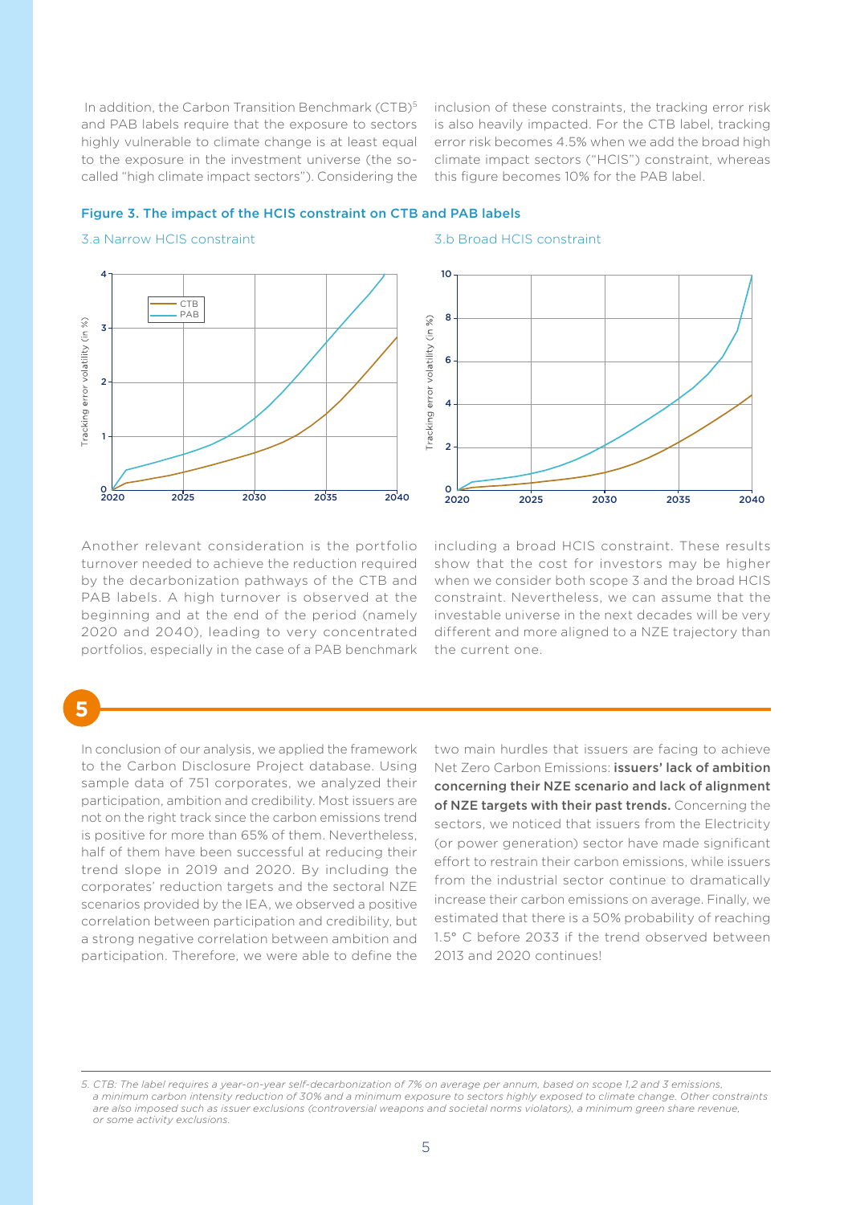In addition, the Carbon Transition Benchmark (CTB)[5] and PAB labels require that the exposure to sectors highly vulnerable to climate change is at least equal to the exposure in the investment universe (the so-called "high climate impact sectors"). Considering the inclusion of these constraints, the tracking error risk is also heavily impacted. For the CTB label, tracking error risk becomes 4.5% when we add the broad high climate impact sectors ("HCIS") constraint, whereas this figure becomes 10% for the PAB label.

**Figure 3. The impact of the HCIS constraint on CTB and PAB labels**

3.a Narrow HCIS constraint

3.b Broad HCIS constraint

Another relevant consideration is the portfolio turnover needed to achieve the reduction required by the decarbonization pathways of the CTB and PAB labels. A high turnover is observed at the beginning and at the end of the period (namely 2020 and 2040), leading to very concentrated portfolios, especially in the case of a PAB benchmark including a broad HCIS constraint. These results show that the cost for investors may be higher when we consider both scope 3 and the broad HCIS constraint. Nevertheless, we can assume that the investable universe in the next decades will be very different and more aligned to a NZE trajectory than the current one.

## 5

In conclusion of our analysis, we applied the framework to the Carbon Disclosure Project database. Using sample data of 751 corporates, we analyzed their participation, ambition and credibility. Most issuers are not on the right track since the carbon emissions trend is positive for more than 65% of them. Nevertheless, half of them have been successful at reducing their trend slope in 2019 and 2020. By including the corporates' reduction targets and the sectoral NZE scenarios provided by the IEA, we observed a positive correlation between participation and credibility, but a strong negative correlation between ambition and participation. Therefore, we were able to define the two main hurdles that issuers are facing to achieve Net Zero Carbon Emissions: **issuers' lack of ambition concerning their NZE scenario and lack of alignment of NZE targets with their past trends.** Concerning the sectors, we noticed that issuers from the Electricity (or power generation) sector have made significant effort to restrain their carbon emissions, while issuers from the industrial sector continue to dramatically increase their carbon emissions on average. Finally, we estimated that there is a 50% probability of reaching 1.5° C before 2033 if the trend observed between 2013 and 2020 continues!

*5. CTB: The label requires a year-on-year self-decarbonization of 7% on average per annum, based on scope 1,2 and 3 emissions, a minimum carbon intensity reduction of 30% and a minimum exposure to sectors highly exposed to climate change. Other constraints are also imposed such as issuer exclusions (controversial weapons and societal norms violators), a minimum green share revenue, or some activity exclusions.*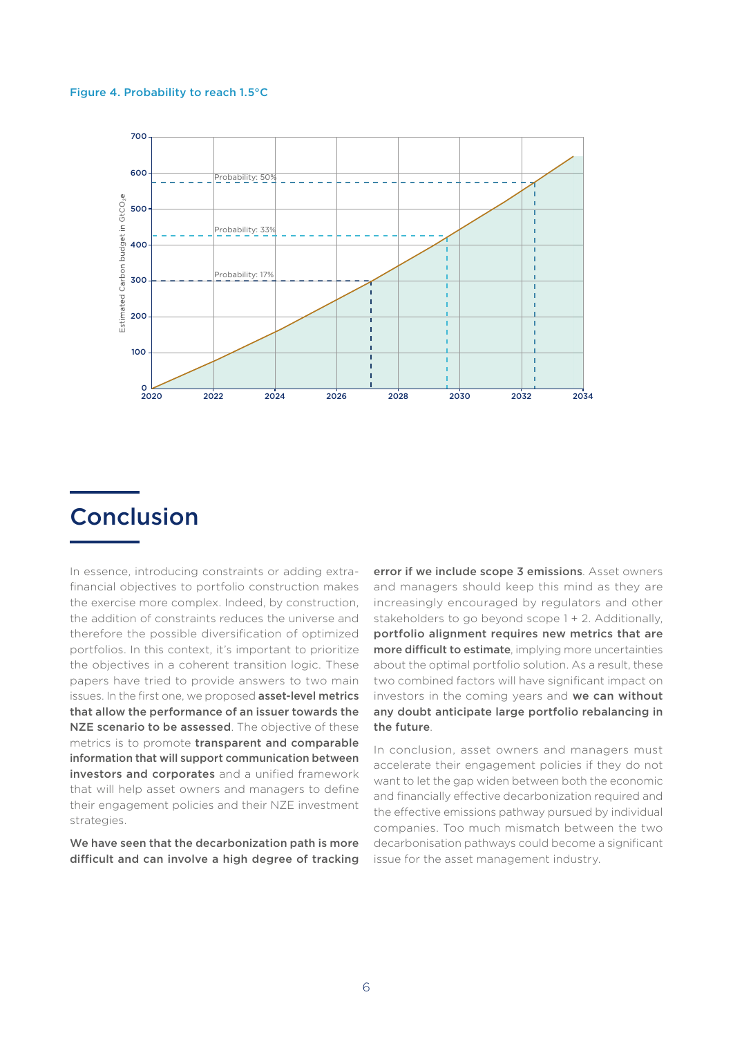Figure 4. Probability to reach 1.5°C

## Conclusion

In essence, introducing constraints or adding extra-financial objectives to portfolio construction makes the exercise more complex. Indeed, by construction, the addition of constraints reduces the universe and therefore the possible diversification of optimized portfolios. In this context, it's important to prioritize the objectives in a coherent transition logic. These papers have tried to provide answers to two main issues. In the first one, we proposed **asset-level metrics that allow the performance of an issuer towards the NZE scenario to be assessed**. The objective of these metrics is to promote **transparent and comparable information that will support communication between investors and corporates** and a unified framework that will help asset owners and managers to define their engagement policies and their NZE investment strategies.

**We have seen that the decarbonization path is more difficult and can involve a high degree of tracking error if we include scope 3 emissions**. Asset owners and managers should keep this mind as they are increasingly encouraged by regulators and other stakeholders to go beyond scope 1 + 2. Additionally, **portfolio alignment requires new metrics that are more difficult to estimate**, implying more uncertainties about the optimal portfolio solution. As a result, these two combined factors will have significant impact on investors in the coming years and **we can without any doubt anticipate large portfolio rebalancing in the future**.

In conclusion, asset owners and managers must accelerate their engagement policies if they do not want to let the gap widen between both the economic and financially effective decarbonization required and the effective emissions pathway pursued by individual companies. Too much mismatch between the two decarbonisation pathways could become a significant issue for the asset management industry.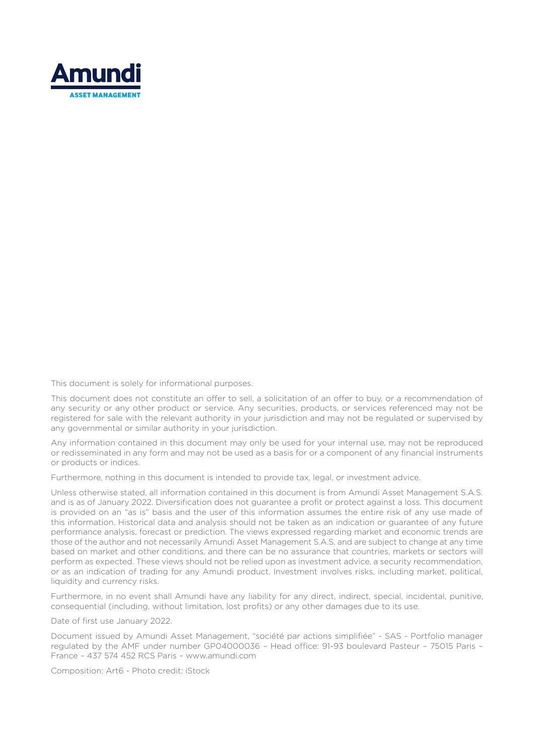Amundi

ASSET MANAGEMENT

This document is solely for informational purposes.

This document does not constitute an offer to sell, a solicitation of an offer to buy, or a recommendation of any security or any other product or service. Any securities, products, or services referenced may not be registered for sale with the relevant authority in your jurisdiction and may not be regulated or supervised by any governmental or similar authority in your jurisdiction.

Any information contained in this document may only be used for your internal use, may not be reproduced or redisseminated in any form and may not be used as a basis for or a component of any financial instruments or products or indices.

Furthermore, nothing in this document is intended to provide tax, legal, or investment advice.

Unless otherwise stated, all information contained in this document is from Amundi Asset Management S.A.S. and is as of January 2022. Diversification does not guarantee a profit or protect against a loss. This document is provided on an "as is" basis and the user of this information assumes the entire risk of any use made of this information. Historical data and analysis should not be taken as an indication or guarantee of any future performance analysis, forecast or prediction. The views expressed regarding market and economic trends are those of the author and not necessarily Amundi Asset Management S.A.S. and are subject to change at any time based on market and other conditions, and there can be no assurance that countries, markets or sectors will perform as expected. These views should not be relied upon as investment advice, a security recommendation, or as an indication of trading for any Amundi product. Investment involves risks, including market, political, liquidity and currency risks.

Furthermore, in no event shall Amundi have any liability for any direct, indirect, special, incidental, punitive, consequential (including, without limitation, lost profits) or any other damages due to its use.

Date of first use January 2022.

Document issued by Amundi Asset Management, "société par actions simplifiée" - SAS - Portfolio manager regulated by the AMF under number GP04000036 – Head office: 91-93 boulevard Pasteur – 75015 Paris – France – 437 574 452 RCS Paris – www.amundi.com

Composition: Art6 - Photo credit: iStock